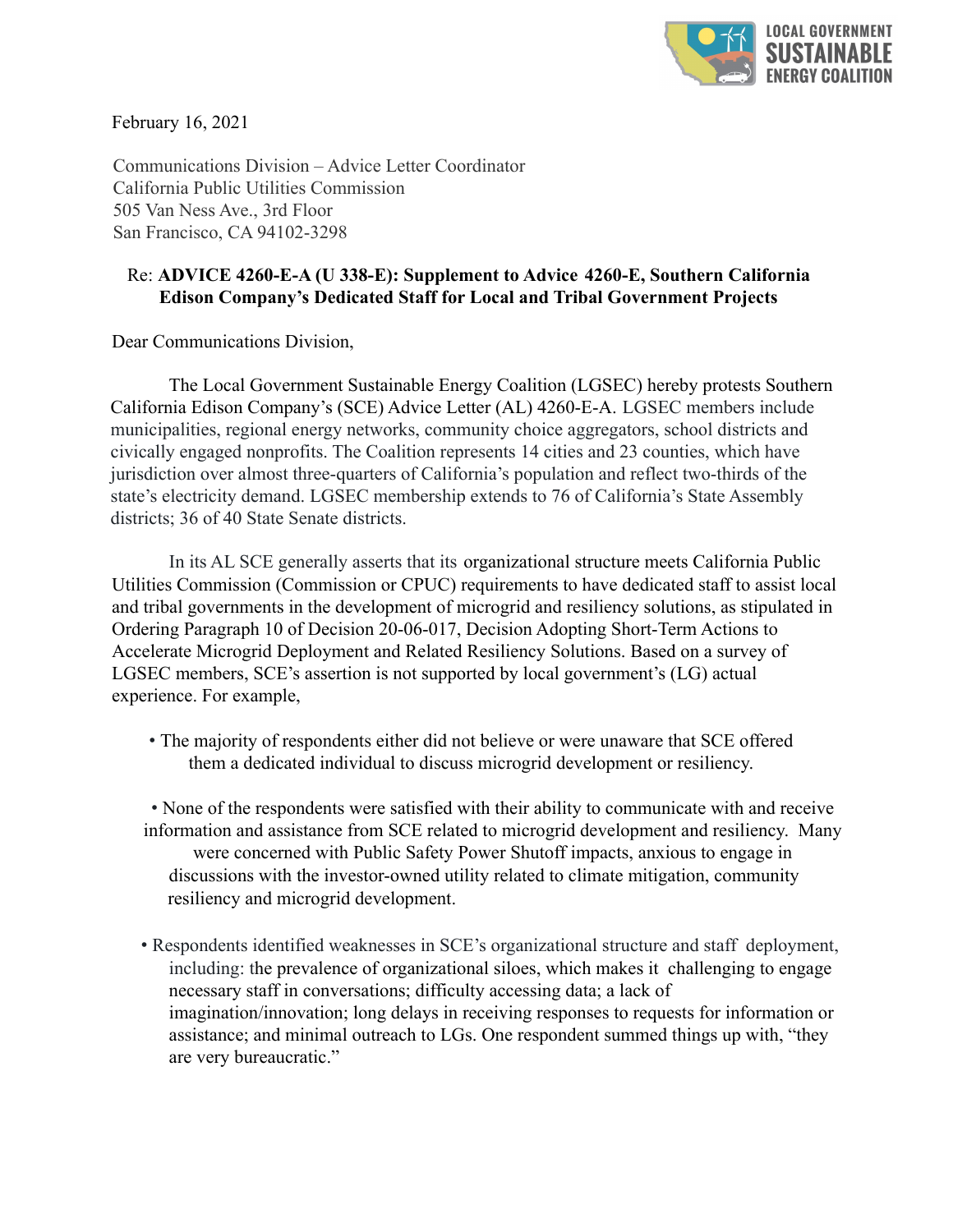LOCAL GOVERNMENT SUSTAINABLE ENERGY COALITION

February 16, 2021

Communications Division – Advice Letter Coordinator
California Public Utilities Commission
505 Van Ness Ave., 3rd Floor
San Francisco, CA 94102-3298

Re: **ADVICE 4260-E-A (U 338-E): Supplement to Advice 4260-E, Southern California Edison Company's Dedicated Staff for Local and Tribal Government Projects**

Dear Communications Division,

The Local Government Sustainable Energy Coalition (LGSEC) hereby protests Southern California Edison Company's (SCE) Advice Letter (AL) 4260-E-A. LGSEC members include municipalities, regional energy networks, community choice aggregators, school districts and civically engaged nonprofits. The Coalition represents 14 cities and 23 counties, which have jurisdiction over almost three-quarters of California's population and reflect two-thirds of the state's electricity demand. LGSEC membership extends to 76 of California's State Assembly districts; 36 of 40 State Senate districts.

In its AL SCE generally asserts that its organizational structure meets California Public Utilities Commission (Commission or CPUC) requirements to have dedicated staff to assist local and tribal governments in the development of microgrid and resiliency solutions, as stipulated in Ordering Paragraph 10 of Decision 20-06-017, Decision Adopting Short-Term Actions to Accelerate Microgrid Deployment and Related Resiliency Solutions. Based on a survey of LGSEC members, SCE's assertion is not supported by local government's (LG) actual experience. For example,

- The majority of respondents either did not believe or were unaware that SCE offered them a dedicated individual to discuss microgrid development or resiliency.
- None of the respondents were satisfied with their ability to communicate with and receive information and assistance from SCE related to microgrid development and resiliency. Many were concerned with Public Safety Power Shutoff impacts, anxious to engage in discussions with the investor-owned utility related to climate mitigation, community resiliency and microgrid development.
- Respondents identified weaknesses in SCE's organizational structure and staff deployment, including: the prevalence of organizational siloes, which makes it challenging to engage necessary staff in conversations; difficulty accessing data; a lack of imagination/innovation; long delays in receiving responses to requests for information or assistance; and minimal outreach to LGs. One respondent summed things up with, "they are very bureaucratic."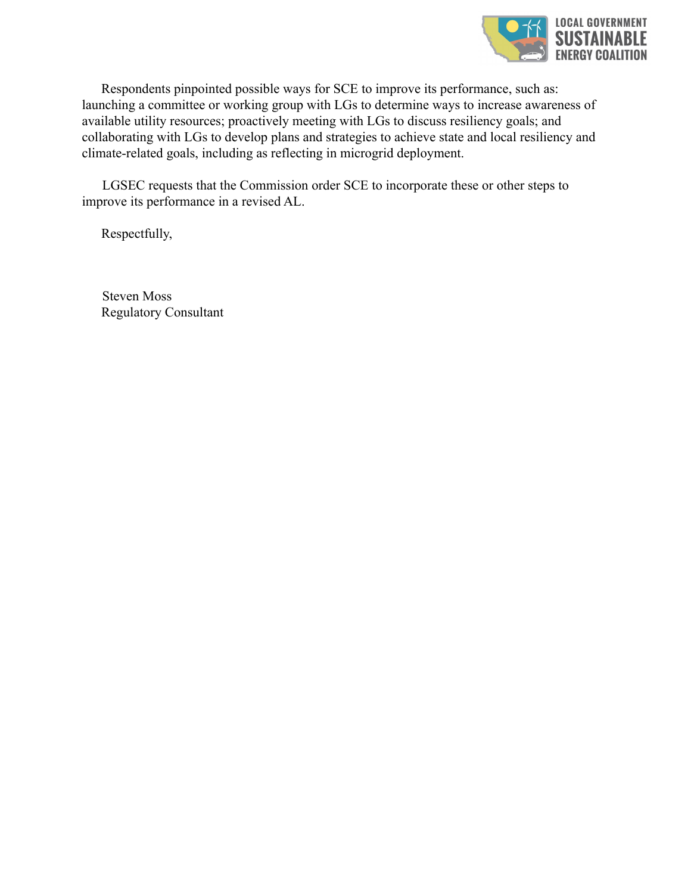Respondents pinpointed possible ways for SCE to improve its performance, such as: launching a committee or working group with LGs to determine ways to increase awareness of available utility resources; proactively meeting with LGs to discuss resiliency goals; and collaborating with LGs to develop plans and strategies to achieve state and local resiliency and climate-related goals, including as reflecting in microgrid deployment.

LGSEC requests that the Commission order SCE to incorporate these or other steps to improve its performance in a revised AL.

Respectfully,

Steven Moss
Regulatory Consultant